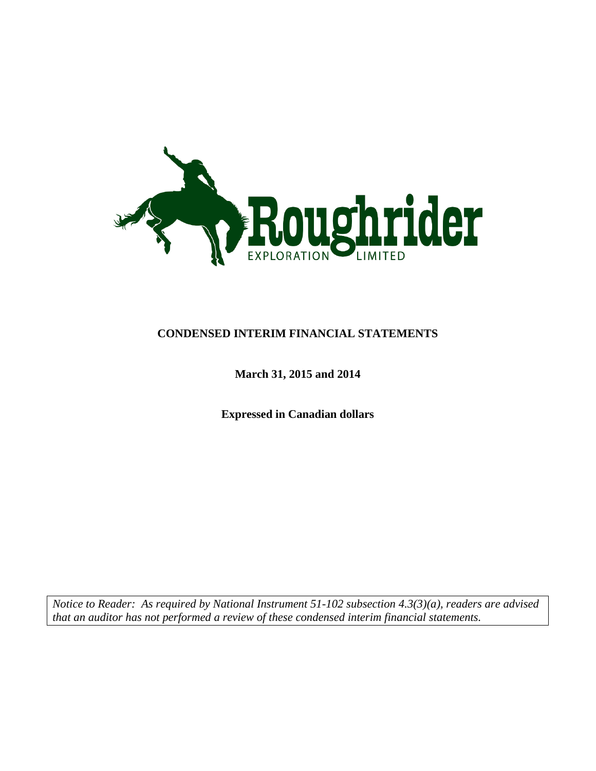Roughrider EXPLORATION LIMITED

# CONDENSED INTERIM FINANCIAL STATEMENTS

**March 31, 2015 and 2014**

**Expressed in Canadian dollars**

*Notice to Reader: As required by National Instrument 51-102 subsection 4.3(3)(a), readers are advised that an auditor has not performed a review of these condensed interim financial statements.*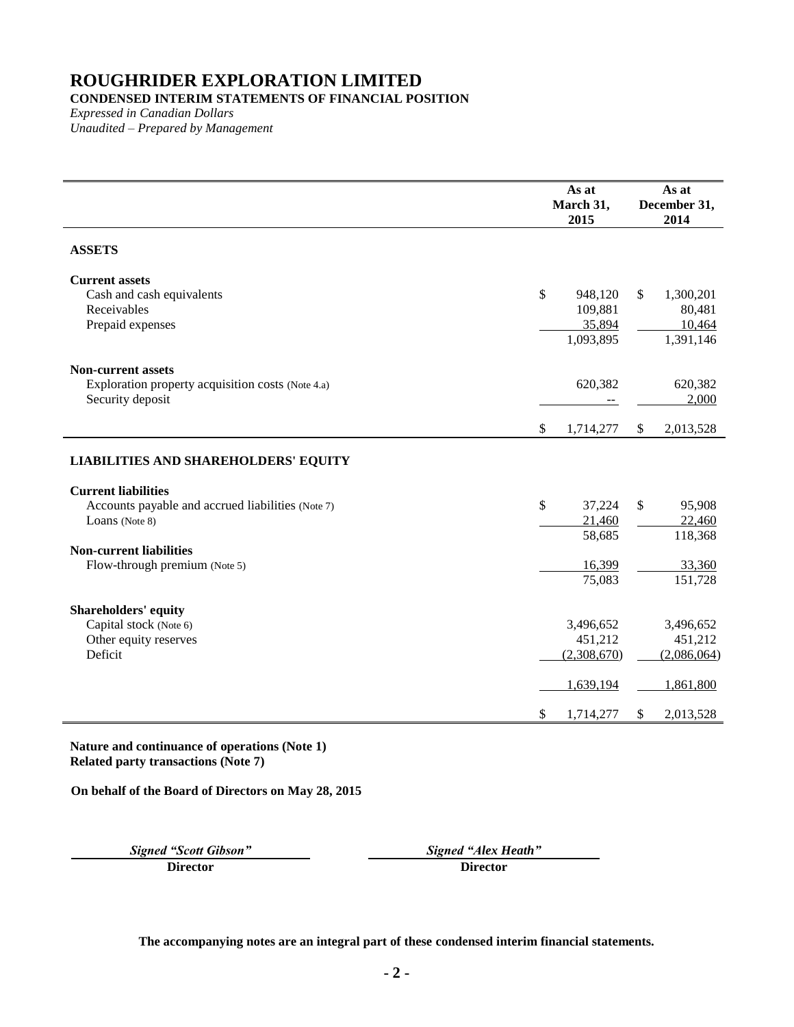# ROUGHRIDER EXPLORATION LIMITED

**CONDENSED INTERIM STATEMENTS OF FINANCIAL POSITION**

*Expressed in Canadian Dollars*

*Unaudited – Prepared by Management*

| | As at March 31, 2015 | As at December 31, 2014 |
|---|---|---|
| **ASSETS** | | |
| **Current assets** | | |
| Cash and cash equivalents | $ 948,120 | $ 1,300,201 |
| Receivables | 109,881 | 80,481 |
| Prepaid expenses | 35,894 | 10,464 |
| | 1,093,895 | 1,391,146 |
| **Non-current assets** | | |
| Exploration property acquisition costs (Note 4.a) | 620,382 | 620,382 |
| Security deposit | -- | 2,000 |
| | $ 1,714,277 | $ 2,013,528 |
| **LIABILITIES AND SHAREHOLDERS' EQUITY** | | |
| **Current liabilities** | | |
| Accounts payable and accrued liabilities (Note 7) | $ 37,224 | $ 95,908 |
| Loans (Note 8) | 21,460 | 22,460 |
| | 58,685 | 118,368 |
| **Non-current liabilities** | | |
| Flow-through premium (Note 5) | 16,399 | 33,360 |
| | 75,083 | 151,728 |
| **Shareholders' equity** | | |
| Capital stock (Note 6) | 3,496,652 | 3,496,652 |
| Other equity reserves | 451,212 | 451,212 |
| Deficit | (2,308,670) | (2,086,064) |
| | 1,639,194 | 1,861,800 |
| | $ 1,714,277 | $ 2,013,528 |

**Nature and continuance of operations (Note 1)**
**Related party transactions (Note 7)**

**On behalf of the Board of Directors on May 28, 2015**

*Signed "Scott Gibson"*
**Director**

*Signed "Alex Heath"*
**Director**

**The accompanying notes are an integral part of these condensed interim financial statements.**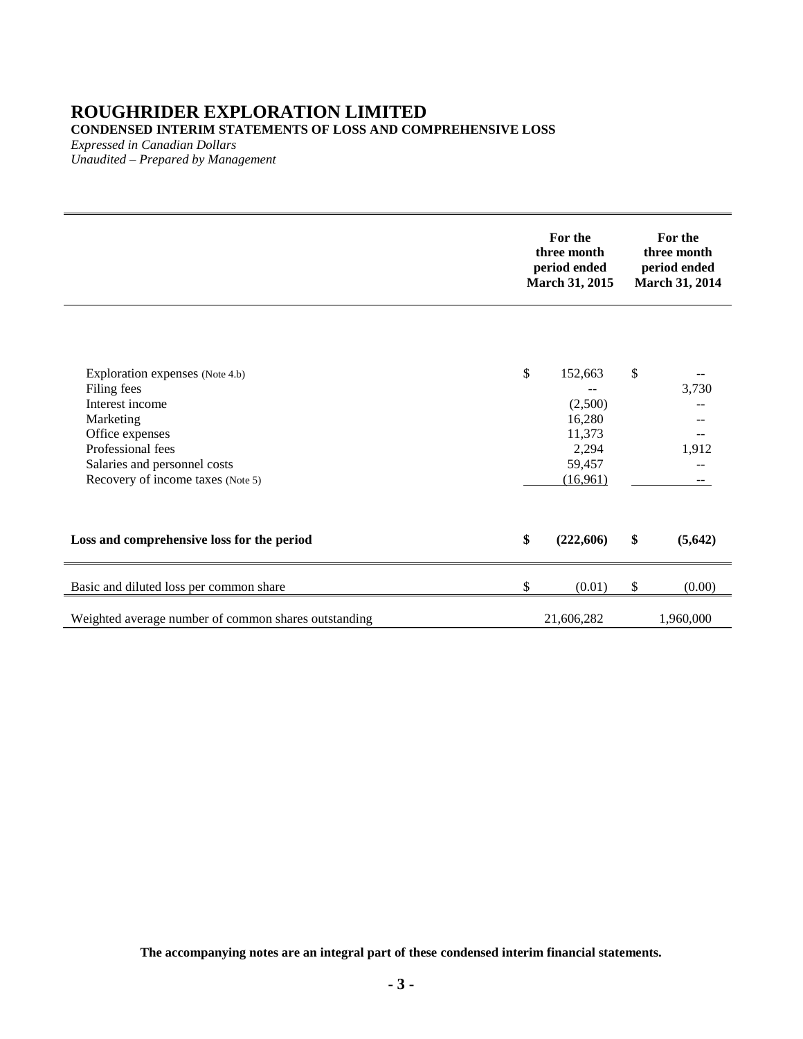# ROUGHRIDER EXPLORATION LIMITED

**CONDENSED INTERIM STATEMENTS OF LOSS AND COMPREHENSIVE LOSS**

*Expressed in Canadian Dollars*
*Unaudited – Prepared by Management*

| | **For the three month period ended March 31, 2015** | **For the three month period ended March 31, 2014** |
|---|---|---|
| Exploration expenses (Note 4.b) | $ 152,663 | $ -- |
| Filing fees | -- | 3,730 |
| Interest income | (2,500) | -- |
| Marketing | 16,280 | -- |
| Office expenses | 11,373 | -- |
| Professional fees | 2,294 | 1,912 |
| Salaries and personnel costs | 59,457 | -- |
| Recovery of income taxes (Note 5) | (16,961) | -- |
| **Loss and comprehensive loss for the period** | **$ (222,606)** | **$ (5,642)** |
| Basic and diluted loss per common share | $ (0.01) | $ (0.00) |
| Weighted average number of common shares outstanding | 21,606,282 | 1,960,000 |

**The accompanying notes are an integral part of these condensed interim financial statements.**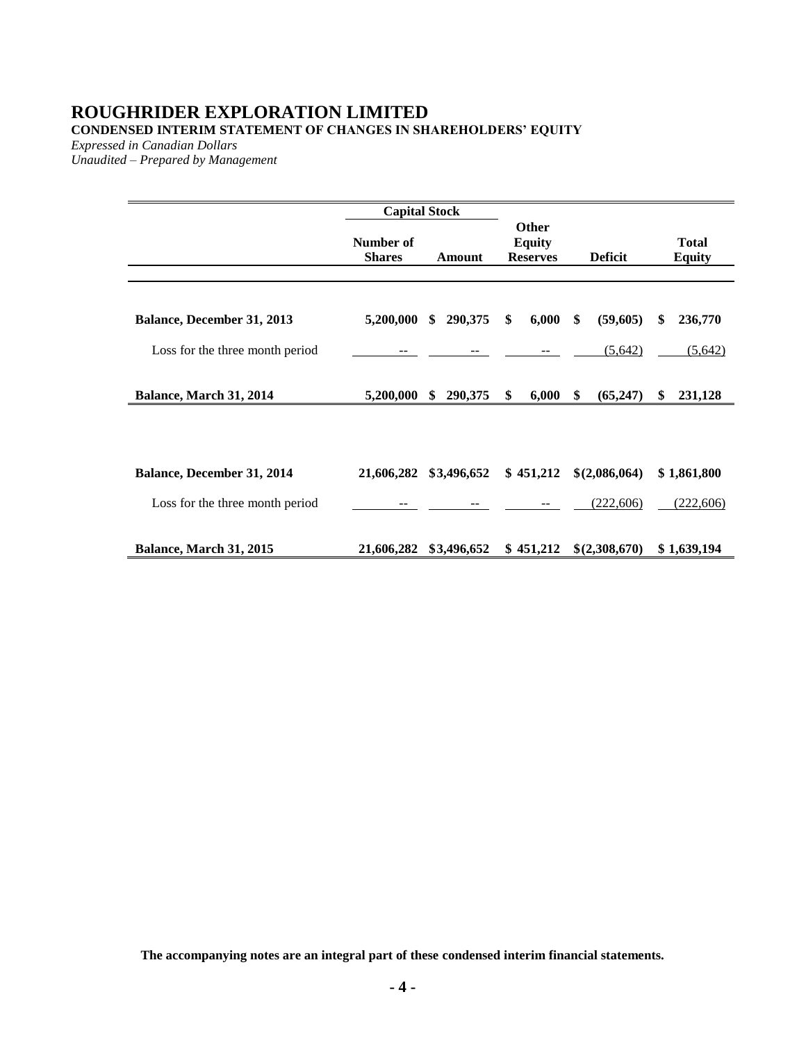# ROUGHRIDER EXPLORATION LIMITED

**CONDENSED INTERIM STATEMENT OF CHANGES IN SHAREHOLDERS' EQUITY**

*Expressed in Canadian Dollars*
*Unaudited – Prepared by Management*

| | Capital Stock | | | | |
|---|---|---|---|---|---|
| | Number of Shares | Amount | Other Equity Reserves | Deficit | Total Equity |
| **Balance, December 31, 2013** | **5,200,000** | **$ 290,375** | **$ 6,000** | **$ (59,605)** | **$ 236,770** |
| Loss for the three month period | -- | -- | -- | (5,642) | (5,642) |
| **Balance, March 31, 2014** | **5,200,000** | **$ 290,375** | **$ 6,000** | **$ (65,247)** | **$ 231,128** |
| | | | | | |
| **Balance, December 31, 2014** | **21,606,282** | **$3,496,652** | **$ 451,212** | **$(2,086,064)** | **$ 1,861,800** |
| Loss for the three month period | -- | -- | -- | (222,606) | (222,606) |
| **Balance, March 31, 2015** | **21,606,282** | **$3,496,652** | **$ 451,212** | **$(2,308,670)** | **$ 1,639,194** |

**The accompanying notes are an integral part of these condensed interim financial statements.**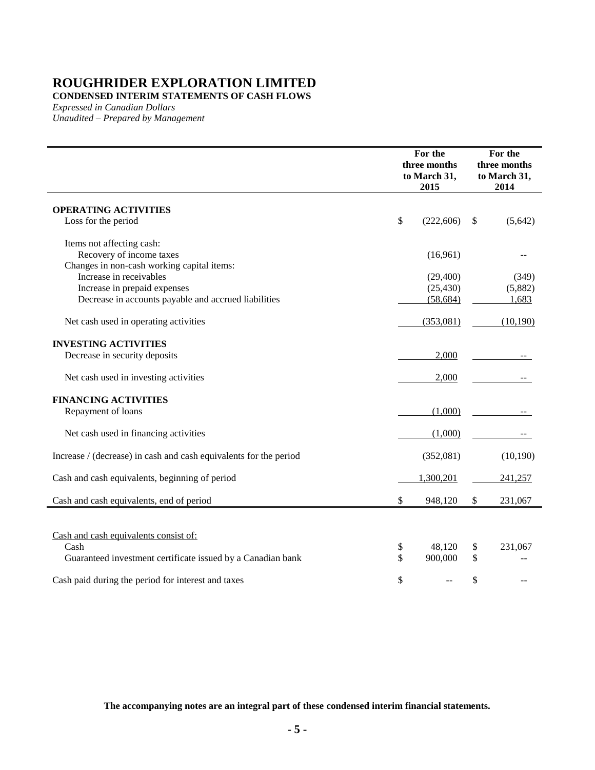# ROUGHRIDER EXPLORATION LIMITED

**CONDENSED INTERIM STATEMENTS OF CASH FLOWS**

*Expressed in Canadian Dollars*

*Unaudited – Prepared by Management*

| | For the three months to March 31, 2015 | For the three months to March 31, 2014 |
|---|---|---|
| **OPERATING ACTIVITIES** | | |
| Loss for the period | $ (222,606) | $ (5,642) |
| Items not affecting cash: | | |
| Recovery of income taxes | (16,961) | -- |
| Changes in non-cash working capital items: | | |
| Increase in receivables | (29,400) | (349) |
| Increase in prepaid expenses | (25,430) | (5,882) |
| Decrease in accounts payable and accrued liabilities | (58,684) | 1,683 |
| Net cash used in operating activities | (353,081) | (10,190) |
| **INVESTING ACTIVITIES** | | |
| Decrease in security deposits | 2,000 | -- |
| Net cash used in investing activities | 2,000 | -- |
| **FINANCING ACTIVITIES** | | |
| Repayment of loans | (1,000) | -- |
| Net cash used in financing activities | (1,000) | -- |
| Increase / (decrease) in cash and cash equivalents for the period | (352,081) | (10,190) |
| Cash and cash equivalents, beginning of period | 1,300,201 | 241,257 |
| Cash and cash equivalents, end of period | $ 948,120 | $ 231,067 |

| | | |
|---|---|---|
| Cash and cash equivalents consist of: | | |
| Cash | $ 48,120 | $ 231,067 |
| Guaranteed investment certificate issued by a Canadian bank | $ 900,000 | $ -- |
| Cash paid during the period for interest and taxes | $ -- | $ -- |

**The accompanying notes are an integral part of these condensed interim financial statements.**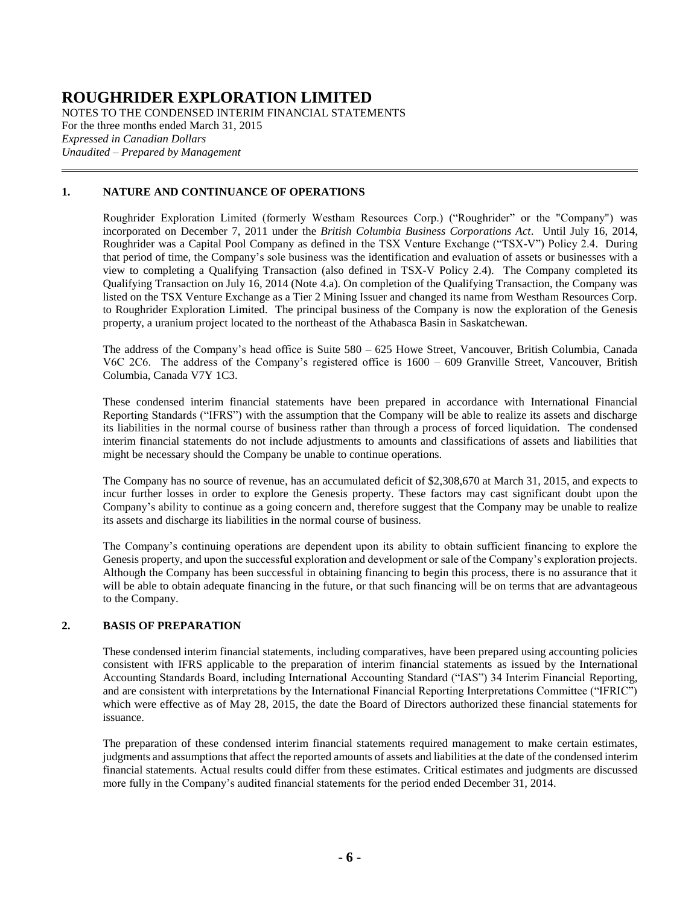# ROUGHRIDER EXPLORATION LIMITED

NOTES TO THE CONDENSED INTERIM FINANCIAL STATEMENTS
For the three months ended March 31, 2015
*Expressed in Canadian Dollars*
*Unaudited – Prepared by Management*

## 1. NATURE AND CONTINUANCE OF OPERATIONS

Roughrider Exploration Limited (formerly Westham Resources Corp.) ("Roughrider" or the "Company") was incorporated on December 7, 2011 under the *British Columbia Business Corporations Act*. Until July 16, 2014, Roughrider was a Capital Pool Company as defined in the TSX Venture Exchange ("TSX-V") Policy 2.4. During that period of time, the Company's sole business was the identification and evaluation of assets or businesses with a view to completing a Qualifying Transaction (also defined in TSX-V Policy 2.4). The Company completed its Qualifying Transaction on July 16, 2014 (Note 4.a). On completion of the Qualifying Transaction, the Company was listed on the TSX Venture Exchange as a Tier 2 Mining Issuer and changed its name from Westham Resources Corp. to Roughrider Exploration Limited. The principal business of the Company is now the exploration of the Genesis property, a uranium project located to the northeast of the Athabasca Basin in Saskatchewan.

The address of the Company's head office is Suite 580 – 625 Howe Street, Vancouver, British Columbia, Canada V6C 2C6. The address of the Company's registered office is 1600 – 609 Granville Street, Vancouver, British Columbia, Canada V7Y 1C3.

These condensed interim financial statements have been prepared in accordance with International Financial Reporting Standards ("IFRS") with the assumption that the Company will be able to realize its assets and discharge its liabilities in the normal course of business rather than through a process of forced liquidation. The condensed interim financial statements do not include adjustments to amounts and classifications of assets and liabilities that might be necessary should the Company be unable to continue operations.

The Company has no source of revenue, has an accumulated deficit of $2,308,670 at March 31, 2015, and expects to incur further losses in order to explore the Genesis property. These factors may cast significant doubt upon the Company's ability to continue as a going concern and, therefore suggest that the Company may be unable to realize its assets and discharge its liabilities in the normal course of business.

The Company's continuing operations are dependent upon its ability to obtain sufficient financing to explore the Genesis property, and upon the successful exploration and development or sale of the Company's exploration projects. Although the Company has been successful in obtaining financing to begin this process, there is no assurance that it will be able to obtain adequate financing in the future, or that such financing will be on terms that are advantageous to the Company.

## 2. BASIS OF PREPARATION

These condensed interim financial statements, including comparatives, have been prepared using accounting policies consistent with IFRS applicable to the preparation of interim financial statements as issued by the International Accounting Standards Board, including International Accounting Standard ("IAS") 34 Interim Financial Reporting, and are consistent with interpretations by the International Financial Reporting Interpretations Committee ("IFRIC") which were effective as of May 28, 2015, the date the Board of Directors authorized these financial statements for issuance.

The preparation of these condensed interim financial statements required management to make certain estimates, judgments and assumptions that affect the reported amounts of assets and liabilities at the date of the condensed interim financial statements. Actual results could differ from these estimates. Critical estimates and judgments are discussed more fully in the Company's audited financial statements for the period ended December 31, 2014.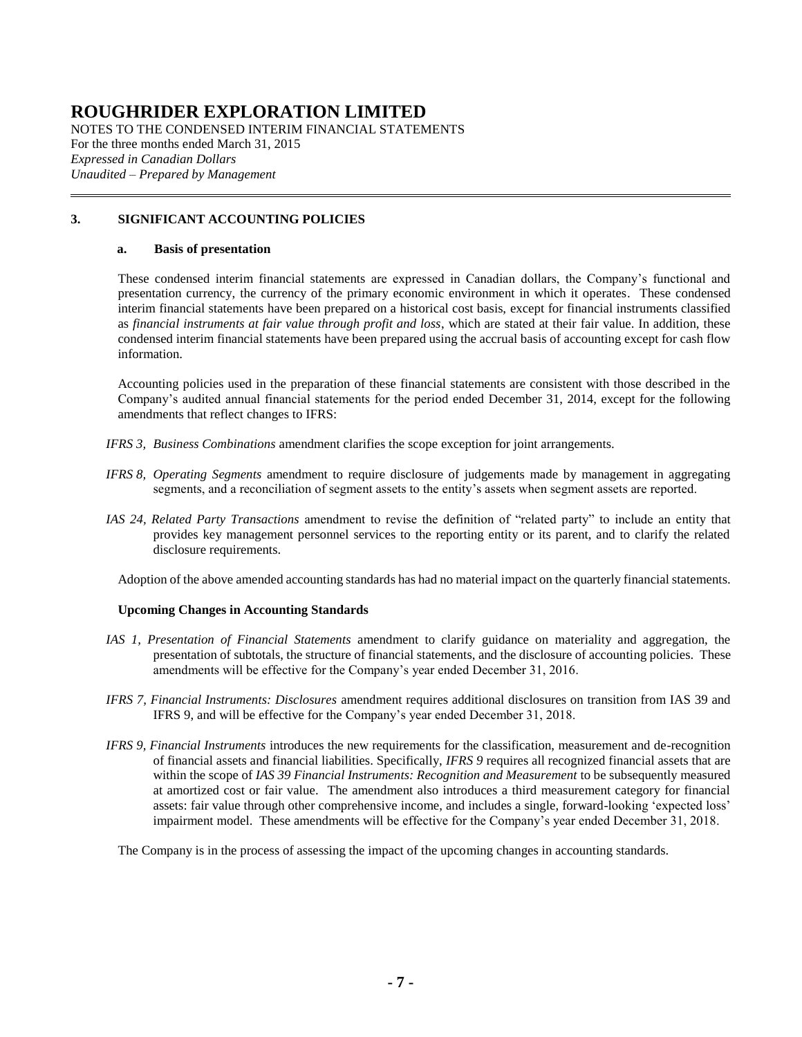# ROUGHRIDER EXPLORATION LIMITED

NOTES TO THE CONDENSED INTERIM FINANCIAL STATEMENTS
For the three months ended March 31, 2015
*Expressed in Canadian Dollars*
*Unaudited – Prepared by Management*

## 3. SIGNIFICANT ACCOUNTING POLICIES

### a. Basis of presentation

These condensed interim financial statements are expressed in Canadian dollars, the Company's functional and presentation currency, the currency of the primary economic environment in which it operates. These condensed interim financial statements have been prepared on a historical cost basis, except for financial instruments classified as *financial instruments at fair value through profit and loss*, which are stated at their fair value. In addition, these condensed interim financial statements have been prepared using the accrual basis of accounting except for cash flow information.

Accounting policies used in the preparation of these financial statements are consistent with those described in the Company's audited annual financial statements for the period ended December 31, 2014, except for the following amendments that reflect changes to IFRS:

*IFRS 3, Business Combinations* amendment clarifies the scope exception for joint arrangements.

*IFRS 8, Operating Segments* amendment to require disclosure of judgements made by management in aggregating segments, and a reconciliation of segment assets to the entity's assets when segment assets are reported.

*IAS 24, Related Party Transactions* amendment to revise the definition of "related party" to include an entity that provides key management personnel services to the reporting entity or its parent, and to clarify the related disclosure requirements.

Adoption of the above amended accounting standards has had no material impact on the quarterly financial statements.

**Upcoming Changes in Accounting Standards**

*IAS 1, Presentation of Financial Statements* amendment to clarify guidance on materiality and aggregation, the presentation of subtotals, the structure of financial statements, and the disclosure of accounting policies. These amendments will be effective for the Company's year ended December 31, 2016.

*IFRS 7, Financial Instruments: Disclosures* amendment requires additional disclosures on transition from IAS 39 and IFRS 9, and will be effective for the Company's year ended December 31, 2018.

*IFRS 9, Financial Instruments* introduces the new requirements for the classification, measurement and de-recognition of financial assets and financial liabilities. Specifically, *IFRS 9* requires all recognized financial assets that are within the scope of *IAS 39 Financial Instruments: Recognition and Measurement* to be subsequently measured at amortized cost or fair value. The amendment also introduces a third measurement category for financial assets: fair value through other comprehensive income, and includes a single, forward-looking 'expected loss' impairment model. These amendments will be effective for the Company's year ended December 31, 2018.

The Company is in the process of assessing the impact of the upcoming changes in accounting standards.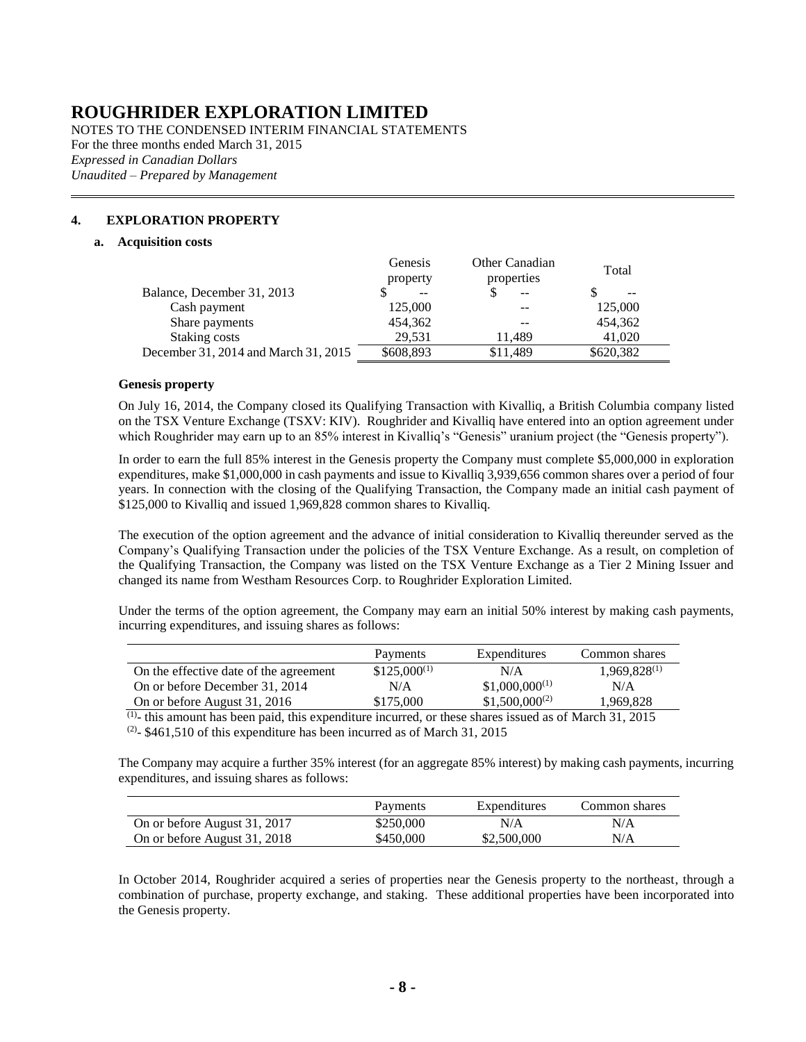# ROUGHRIDER EXPLORATION LIMITED

NOTES TO THE CONDENSED INTERIM FINANCIAL STATEMENTS
For the three months ended March 31, 2015
*Expressed in Canadian Dollars*
*Unaudited – Prepared by Management*

## 4. EXPLORATION PROPERTY

### a. Acquisition costs

| | Genesis property | Other Canadian properties | Total |
|---|---|---|---|
| Balance, December 31, 2013 | $ -- | $ -- | $ -- |
| Cash payment | 125,000 | -- | 125,000 |
| Share payments | 454,362 | -- | 454,362 |
| Staking costs | 29,531 | 11,489 | 41,020 |
| December 31, 2014 and March 31, 2015 | $608,893 | $11,489 | $620,382 |

**Genesis property**

On July 16, 2014, the Company closed its Qualifying Transaction with Kivalliq, a British Columbia company listed on the TSX Venture Exchange (TSXV: KIV). Roughrider and Kivalliq have entered into an option agreement under which Roughrider may earn up to an 85% interest in Kivalliq's "Genesis" uranium project (the "Genesis property").

In order to earn the full 85% interest in the Genesis property the Company must complete $5,000,000 in exploration expenditures, make $1,000,000 in cash payments and issue to Kivalliq 3,939,656 common shares over a period of four years. In connection with the closing of the Qualifying Transaction, the Company made an initial cash payment of $125,000 to Kivalliq and issued 1,969,828 common shares to Kivalliq.

The execution of the option agreement and the advance of initial consideration to Kivalliq thereunder served as the Company's Qualifying Transaction under the policies of the TSX Venture Exchange. As a result, on completion of the Qualifying Transaction, the Company was listed on the TSX Venture Exchange as a Tier 2 Mining Issuer and changed its name from Westham Resources Corp. to Roughrider Exploration Limited.

Under the terms of the option agreement, the Company may earn an initial 50% interest by making cash payments, incurring expenditures, and issuing shares as follows:

| | Payments | Expenditures | Common shares |
|---|---|---|---|
| On the effective date of the agreement | $125,000(1) | N/A | 1,969,828(1) |
| On or before December 31, 2014 | N/A | $1,000,000(1) | N/A |
| On or before August 31, 2016 | $175,000 | $1,500,000(2) | 1,969,828 |

(1)- this amount has been paid, this expenditure incurred, or these shares issued as of March 31, 2015
(2)- $461,510 of this expenditure has been incurred as of March 31, 2015

The Company may acquire a further 35% interest (for an aggregate 85% interest) by making cash payments, incurring expenditures, and issuing shares as follows:

| | Payments | Expenditures | Common shares |
|---|---|---|---|
| On or before August 31, 2017 | $250,000 | N/A | N/A |
| On or before August 31, 2018 | $450,000 | $2,500,000 | N/A |

In October 2014, Roughrider acquired a series of properties near the Genesis property to the northeast, through a combination of purchase, property exchange, and staking. These additional properties have been incorporated into the Genesis property.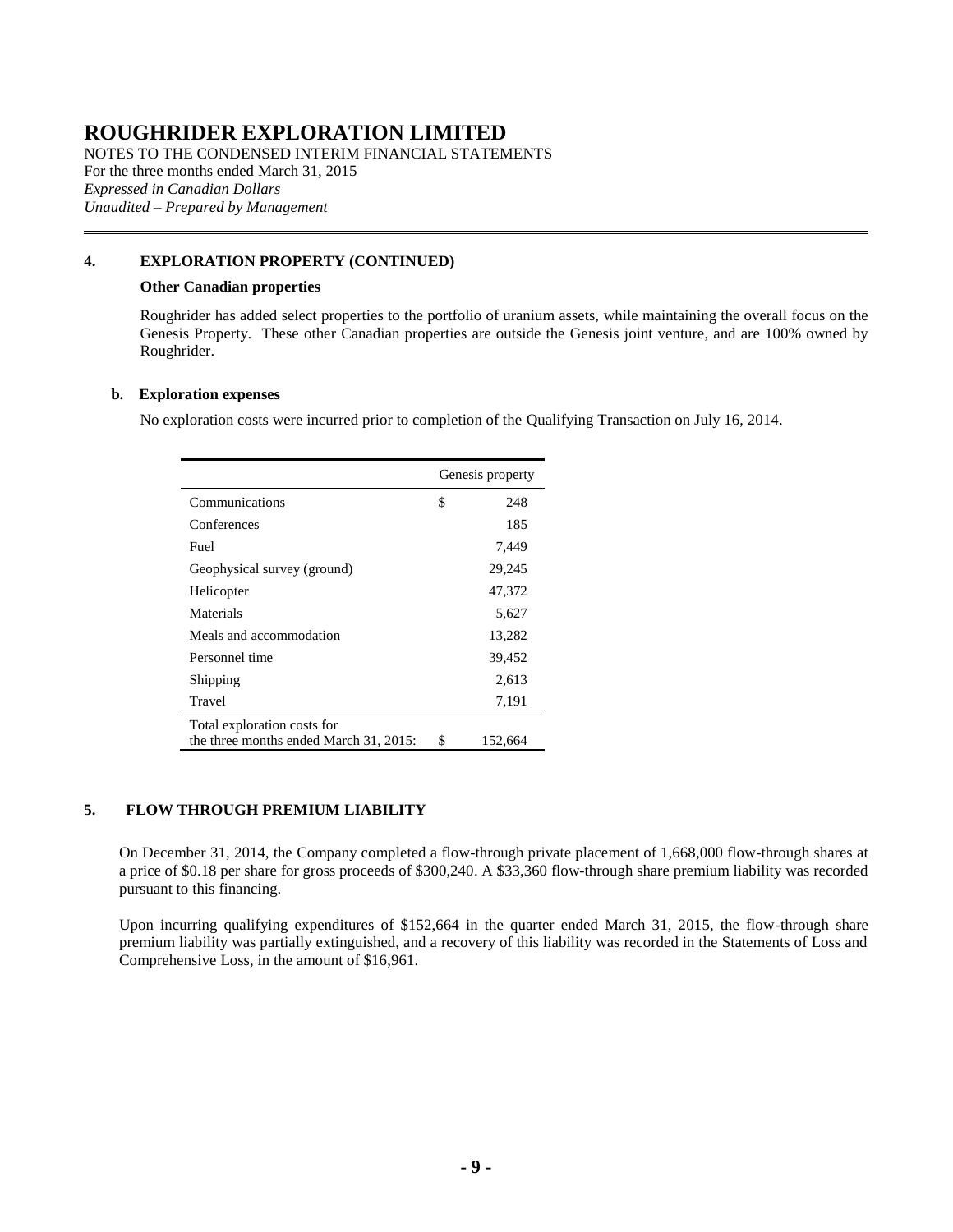# ROUGHRIDER EXPLORATION LIMITED

NOTES TO THE CONDENSED INTERIM FINANCIAL STATEMENTS
For the three months ended March 31, 2015
*Expressed in Canadian Dollars*
*Unaudited – Prepared by Management*

## 4. EXPLORATION PROPERTY (CONTINUED)

**Other Canadian properties**

Roughrider has added select properties to the portfolio of uranium assets, while maintaining the overall focus on the Genesis Property. These other Canadian properties are outside the Genesis joint venture, and are 100% owned by Roughrider.

### b. Exploration expenses

No exploration costs were incurred prior to completion of the Qualifying Transaction on July 16, 2014.

| | Genesis property |
|---|---|
| Communications | $ 248 |
| Conferences | 185 |
| Fuel | 7,449 |
| Geophysical survey (ground) | 29,245 |
| Helicopter | 47,372 |
| Materials | 5,627 |
| Meals and accommodation | 13,282 |
| Personnel time | 39,452 |
| Shipping | 2,613 |
| Travel | 7,191 |
| Total exploration costs for the three months ended March 31, 2015: | $ 152,664 |

## 5. FLOW THROUGH PREMIUM LIABILITY

On December 31, 2014, the Company completed a flow-through private placement of 1,668,000 flow-through shares at a price of $0.18 per share for gross proceeds of $300,240. A $33,360 flow-through share premium liability was recorded pursuant to this financing.

Upon incurring qualifying expenditures of $152,664 in the quarter ended March 31, 2015, the flow-through share premium liability was partially extinguished, and a recovery of this liability was recorded in the Statements of Loss and Comprehensive Loss, in the amount of $16,961.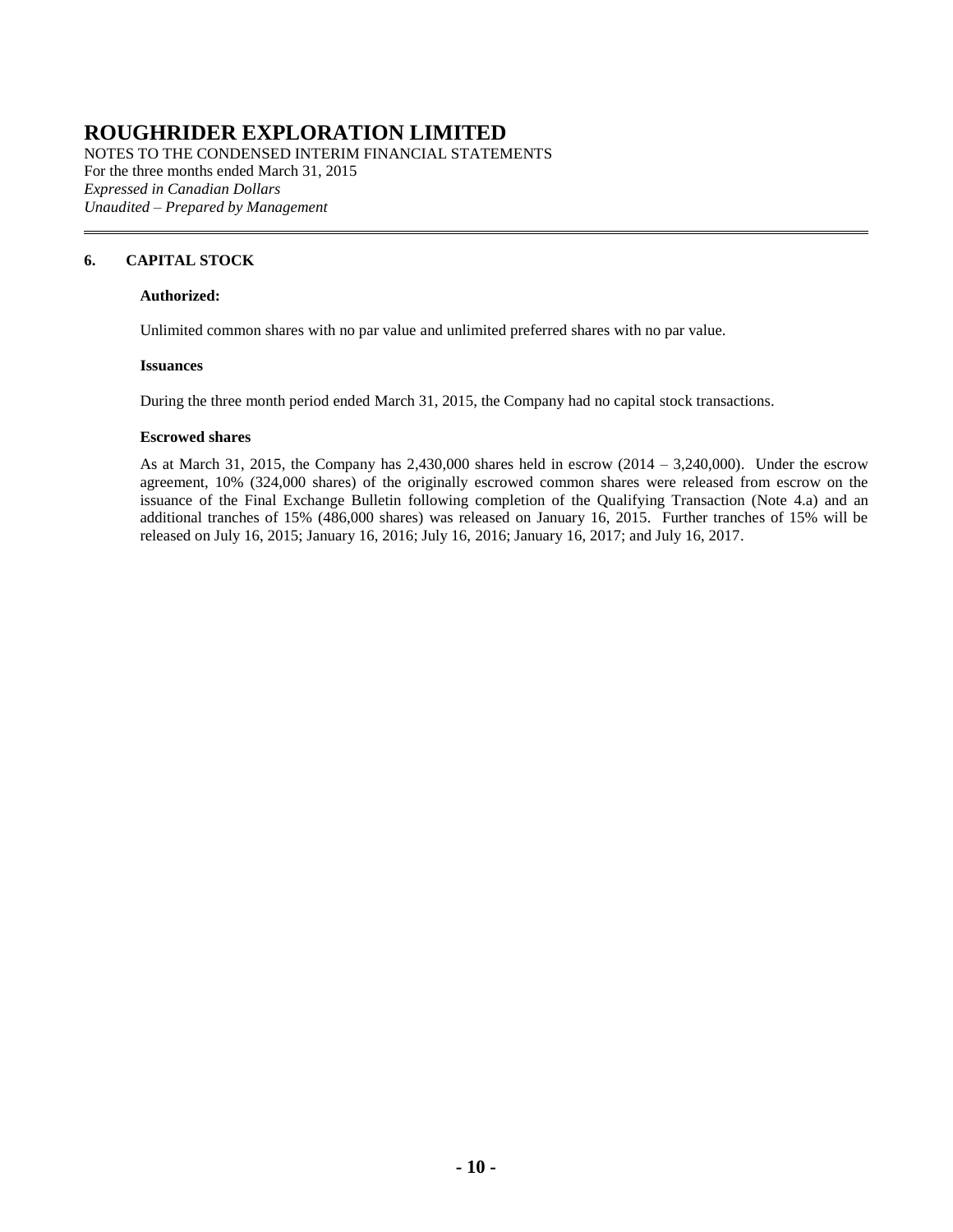# ROUGHRIDER EXPLORATION LIMITED

NOTES TO THE CONDENSED INTERIM FINANCIAL STATEMENTS
For the three months ended March 31, 2015
*Expressed in Canadian Dollars*
*Unaudited – Prepared by Management*

## 6. CAPITAL STOCK

**Authorized:**

Unlimited common shares with no par value and unlimited preferred shares with no par value.

**Issuances**

During the three month period ended March 31, 2015, the Company had no capital stock transactions.

**Escrowed shares**

As at March 31, 2015, the Company has 2,430,000 shares held in escrow (2014 – 3,240,000). Under the escrow agreement, 10% (324,000 shares) of the originally escrowed common shares were released from escrow on the issuance of the Final Exchange Bulletin following completion of the Qualifying Transaction (Note 4.a) and an additional tranches of 15% (486,000 shares) was released on January 16, 2015. Further tranches of 15% will be released on July 16, 2015; January 16, 2016; July 16, 2016; January 16, 2017; and July 16, 2017.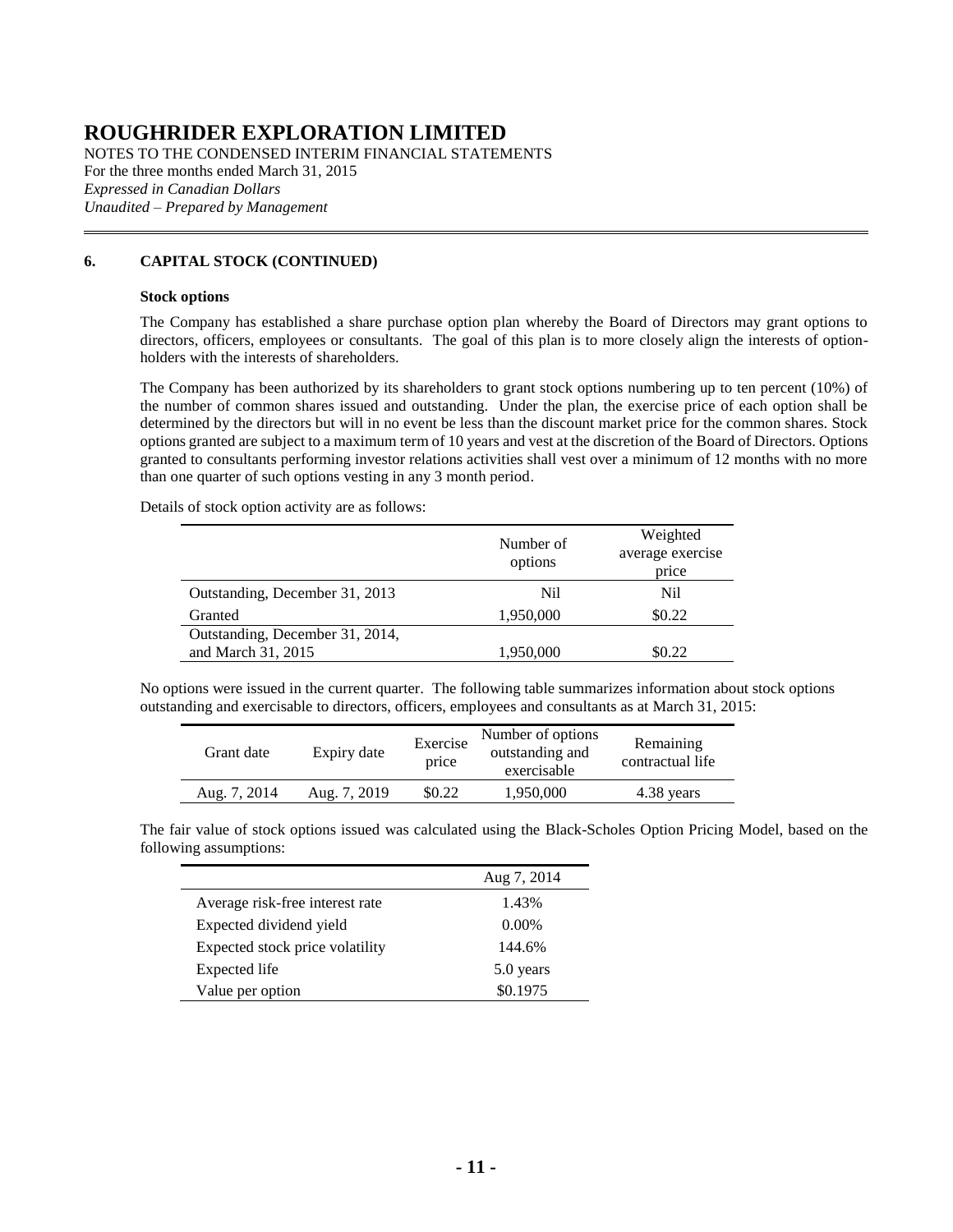# ROUGHRIDER EXPLORATION LIMITED

NOTES TO THE CONDENSED INTERIM FINANCIAL STATEMENTS
For the three months ended March 31, 2015
*Expressed in Canadian Dollars*
*Unaudited – Prepared by Management*

## 6. CAPITAL STOCK (CONTINUED)

### Stock options

The Company has established a share purchase option plan whereby the Board of Directors may grant options to directors, officers, employees or consultants. The goal of this plan is to more closely align the interests of option-holders with the interests of shareholders.

The Company has been authorized by its shareholders to grant stock options numbering up to ten percent (10%) of the number of common shares issued and outstanding. Under the plan, the exercise price of each option shall be determined by the directors but will in no event be less than the discount market price for the common shares. Stock options granted are subject to a maximum term of 10 years and vest at the discretion of the Board of Directors. Options granted to consultants performing investor relations activities shall vest over a minimum of 12 months with no more than one quarter of such options vesting in any 3 month period.

Details of stock option activity are as follows:

| | Number of options | Weighted average exercise price |
|---|---|---|
| Outstanding, December 31, 2013 | Nil | Nil |
| Granted | 1,950,000 | $0.22 |
| Outstanding, December 31, 2014, and March 31, 2015 | 1,950,000 | $0.22 |

No options were issued in the current quarter. The following table summarizes information about stock options outstanding and exercisable to directors, officers, employees and consultants as at March 31, 2015:

| Grant date | Expiry date | Exercise price | Number of options outstanding and exercisable | Remaining contractual life |
|---|---|---|---|---|
| Aug. 7, 2014 | Aug. 7, 2019 | $0.22 | 1,950,000 | 4.38 years |

The fair value of stock options issued was calculated using the Black-Scholes Option Pricing Model, based on the following assumptions:

| | Aug 7, 2014 |
|---|---|
| Average risk-free interest rate | 1.43% |
| Expected dividend yield | 0.00% |
| Expected stock price volatility | 144.6% |
| Expected life | 5.0 years |
| Value per option | $0.1975 |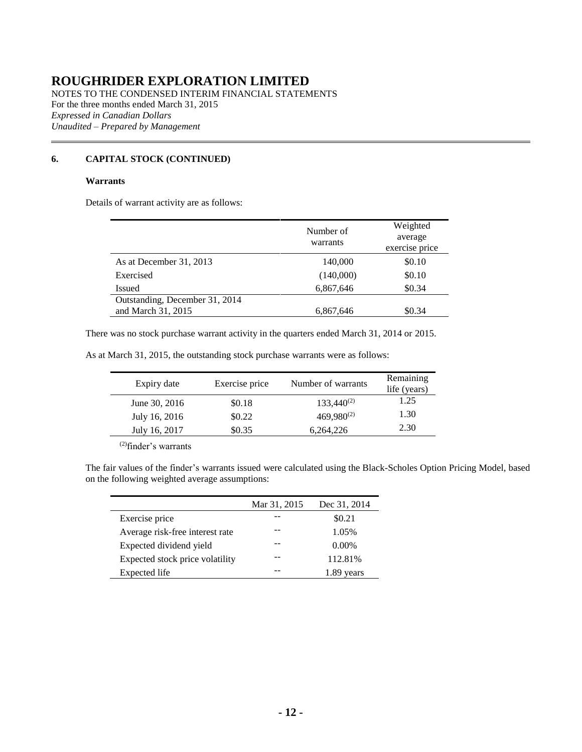# ROUGHRIDER EXPLORATION LIMITED

NOTES TO THE CONDENSED INTERIM FINANCIAL STATEMENTS
For the three months ended March 31, 2015
*Expressed in Canadian Dollars*
*Unaudited – Prepared by Management*

## 6. CAPITAL STOCK (CONTINUED)

### Warrants

Details of warrant activity are as follows:

| | Number of warrants | Weighted average exercise price |
|---|---|---|
| As at December 31, 2013 | 140,000 | $0.10 |
| Exercised | (140,000) | $0.10 |
| Issued | 6,867,646 | $0.34 |
| Outstanding, December 31, 2014 and March 31, 2015 | 6,867,646 | $0.34 |

There was no stock purchase warrant activity in the quarters ended March 31, 2014 or 2015.

As at March 31, 2015, the outstanding stock purchase warrants were as follows:

| Expiry date | Exercise price | Number of warrants | Remaining life (years) |
|---|---|---|---|
| June 30, 2016 | $0.18 | 133,440[(2)] | 1.25 |
| July 16, 2016 | $0.22 | 469,980[(2)] | 1.30 |
| July 16, 2017 | $0.35 | 6,264,226 | 2.30 |

[(2)]finder's warrants

The fair values of the finder's warrants issued were calculated using the Black-Scholes Option Pricing Model, based on the following weighted average assumptions:

| | Mar 31, 2015 | Dec 31, 2014 |
|---|---|---|
| Exercise price | -- | $0.21 |
| Average risk-free interest rate | -- | 1.05% |
| Expected dividend yield | -- | 0.00% |
| Expected stock price volatility | -- | 112.81% |
| Expected life | -- | 1.89 years |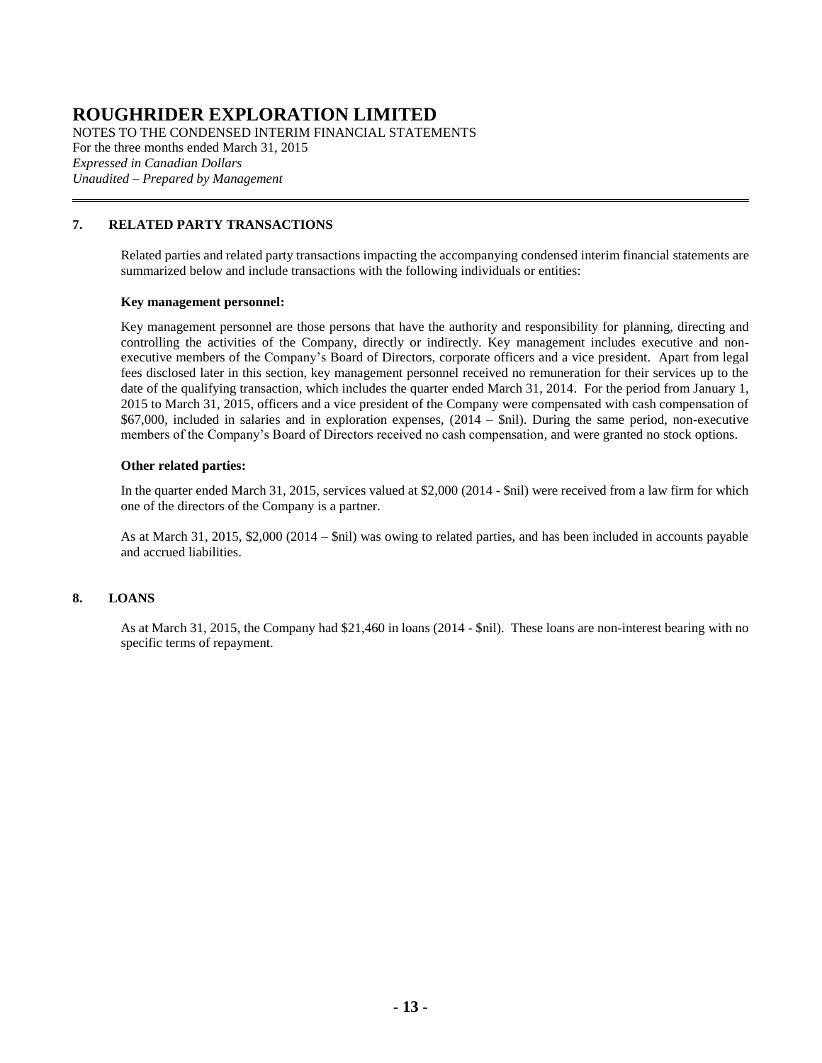# ROUGHRIDER EXPLORATION LIMITED

NOTES TO THE CONDENSED INTERIM FINANCIAL STATEMENTS
For the three months ended March 31, 2015
*Expressed in Canadian Dollars*
*Unaudited – Prepared by Management*

## 7. RELATED PARTY TRANSACTIONS

Related parties and related party transactions impacting the accompanying condensed interim financial statements are summarized below and include transactions with the following individuals or entities:

**Key management personnel:**

Key management personnel are those persons that have the authority and responsibility for planning, directing and controlling the activities of the Company, directly or indirectly. Key management includes executive and non-executive members of the Company's Board of Directors, corporate officers and a vice president. Apart from legal fees disclosed later in this section, key management personnel received no remuneration for their services up to the date of the qualifying transaction, which includes the quarter ended March 31, 2014. For the period from January 1, 2015 to March 31, 2015, officers and a vice president of the Company were compensated with cash compensation of $67,000, included in salaries and in exploration expenses, (2014 – $nil). During the same period, non-executive members of the Company's Board of Directors received no cash compensation, and were granted no stock options.

**Other related parties:**

In the quarter ended March 31, 2015, services valued at $2,000 (2014 - $nil) were received from a law firm for which one of the directors of the Company is a partner.

As at March 31, 2015, $2,000 (2014 – $nil) was owing to related parties, and has been included in accounts payable and accrued liabilities.

## 8. LOANS

As at March 31, 2015, the Company had $21,460 in loans (2014 - $nil). These loans are non-interest bearing with no specific terms of repayment.